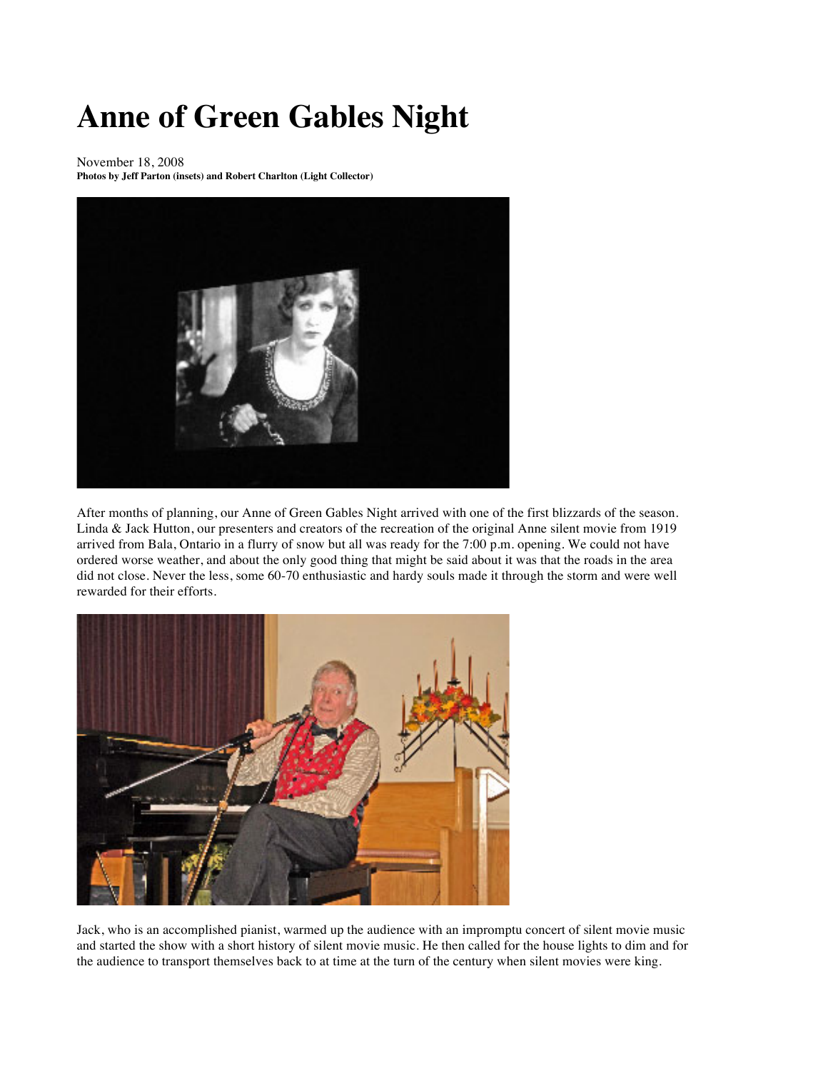# Anne of Green Gables Night

November 18, 2008

**Photos by Jeff Parton (insets) and Robert Charlton (Light Collector)**

After months of planning, our Anne of Green Gables Night arrived with one of the first blizzards of the season. Linda & Jack Hutton, our presenters and creators of the recreation of the original Anne silent movie from 1919 arrived from Bala, Ontario in a flurry of snow but all was ready for the 7:00 p.m. opening. We could not have ordered worse weather, and about the only good thing that might be said about it was that the roads in the area did not close. Never the less, some 60-70 enthusiastic and hardy souls made it through the storm and were well rewarded for their efforts.

Jack, who is an accomplished pianist, warmed up the audience with an impromptu concert of silent movie music and started the show with a short history of silent movie music. He then called for the house lights to dim and for the audience to transport themselves back to at time at the turn of the century when silent movies were king.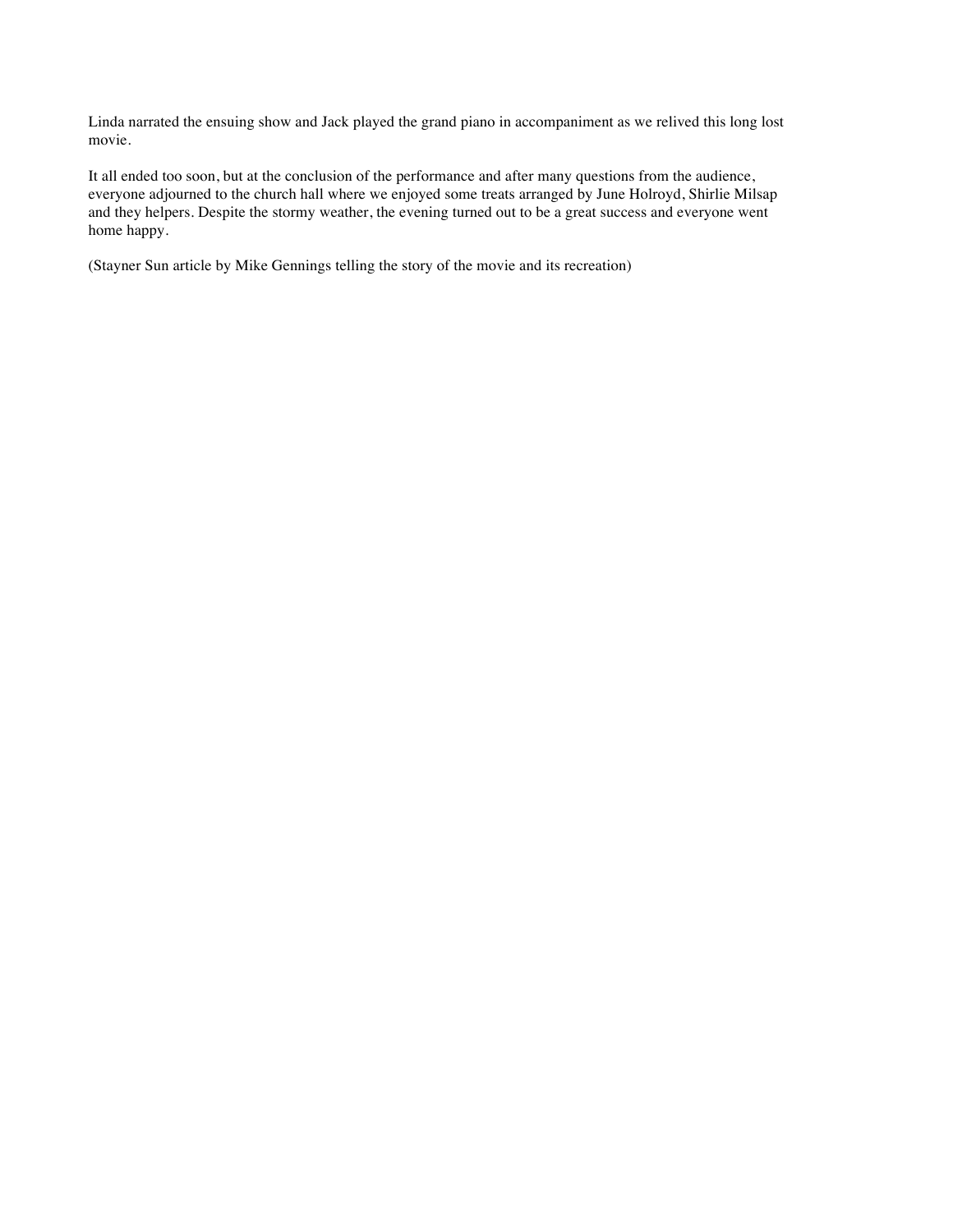Linda narrated the ensuing show and Jack played the grand piano in accompaniment as we relived this long lost movie.

It all ended too soon, but at the conclusion of the performance and after many questions from the audience, everyone adjourned to the church hall where we enjoyed some treats arranged by June Holroyd, Shirlie Milsap and they helpers. Despite the stormy weather, the evening turned out to be a great success and everyone went home happy.

(Stayner Sun article by Mike Gennings telling the story of the movie and its recreation)